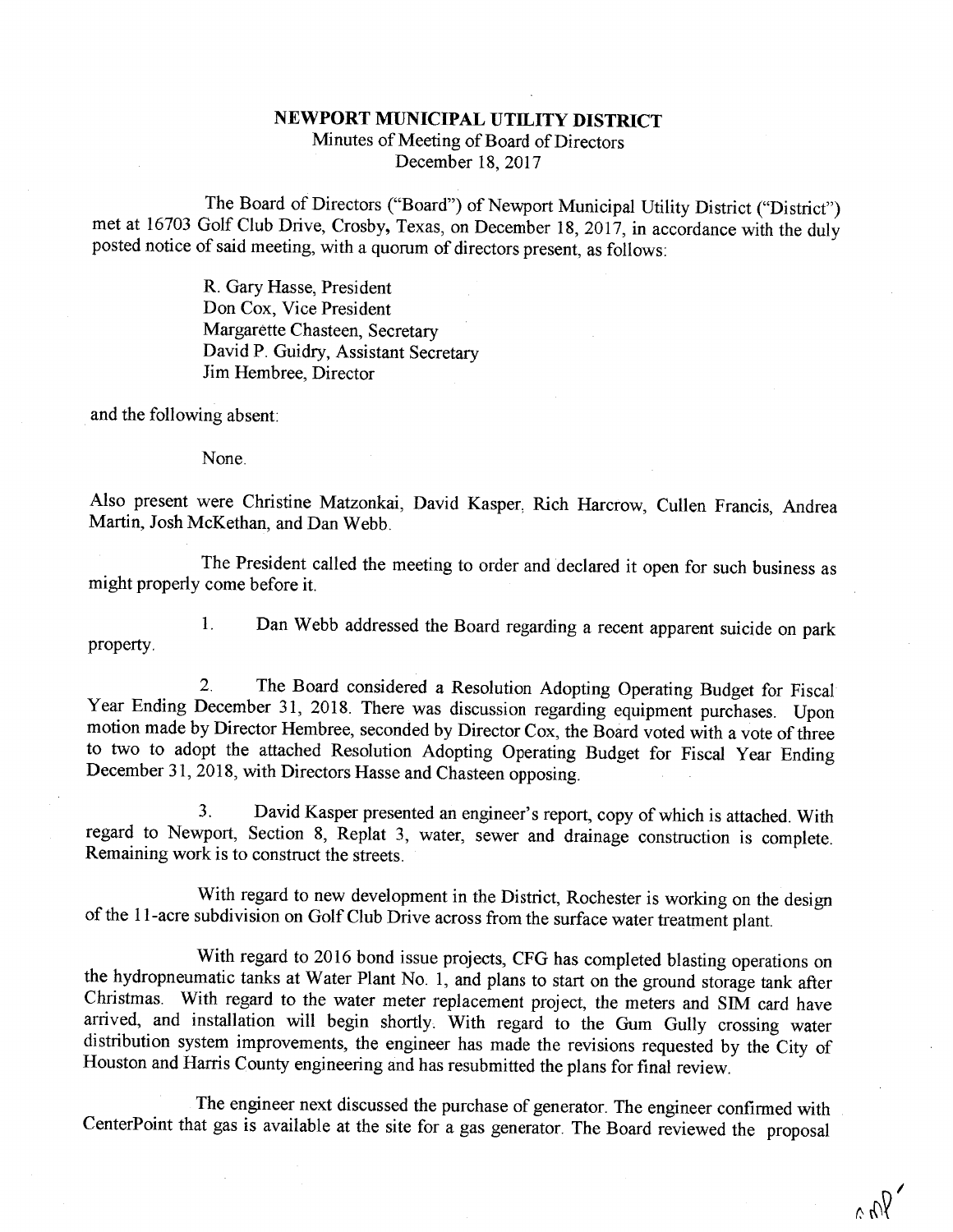# NEWPORT MUNICIPAL UTILITY DISTRICT

Minutes of Meeting of Board of Directors
December 18, 2017

The Board of Directors ("Board") of Newport Municipal Utility District ("District") met at 16703 Golf Club Drive, Crosby, Texas, on December 18, 2017, in accordance with the duly posted notice of said meeting, with a quorum of directors present, as follows:

R. Gary Hasse, President
Don Cox, Vice President
Margarette Chasteen, Secretary
David P. Guidry, Assistant Secretary
Jim Hembree, Director

and the following absent:

None.

Also present were Christine Matzonkai, David Kasper, Rich Harcrow, Cullen Francis, Andrea Martin, Josh McKethan, and Dan Webb.

The President called the meeting to order and declared it open for such business as might properly come before it.

1. Dan Webb addressed the Board regarding a recent apparent suicide on park property.

2. The Board considered a Resolution Adopting Operating Budget for Fiscal Year Ending December 31, 2018. There was discussion regarding equipment purchases. Upon motion made by Director Hembree, seconded by Director Cox, the Board voted with a vote of three to two to adopt the attached Resolution Adopting Operating Budget for Fiscal Year Ending December 31, 2018, with Directors Hasse and Chasteen opposing.

3. David Kasper presented an engineer's report, copy of which is attached. With regard to Newport, Section 8, Replat 3, water, sewer and drainage construction is complete. Remaining work is to construct the streets.

With regard to new development in the District, Rochester is working on the design of the 11-acre subdivision on Golf Club Drive across from the surface water treatment plant.

With regard to 2016 bond issue projects, CFG has completed blasting operations on the hydropneumatic tanks at Water Plant No. 1, and plans to start on the ground storage tank after Christmas. With regard to the water meter replacement project, the meters and SIM card have arrived, and installation will begin shortly. With regard to the Gum Gully crossing water distribution system improvements, the engineer has made the revisions requested by the City of Houston and Harris County engineering and has resubmitted the plans for final review.

The engineer next discussed the purchase of generator. The engineer confirmed with CenterPoint that gas is available at the site for a gas generator. The Board reviewed the proposal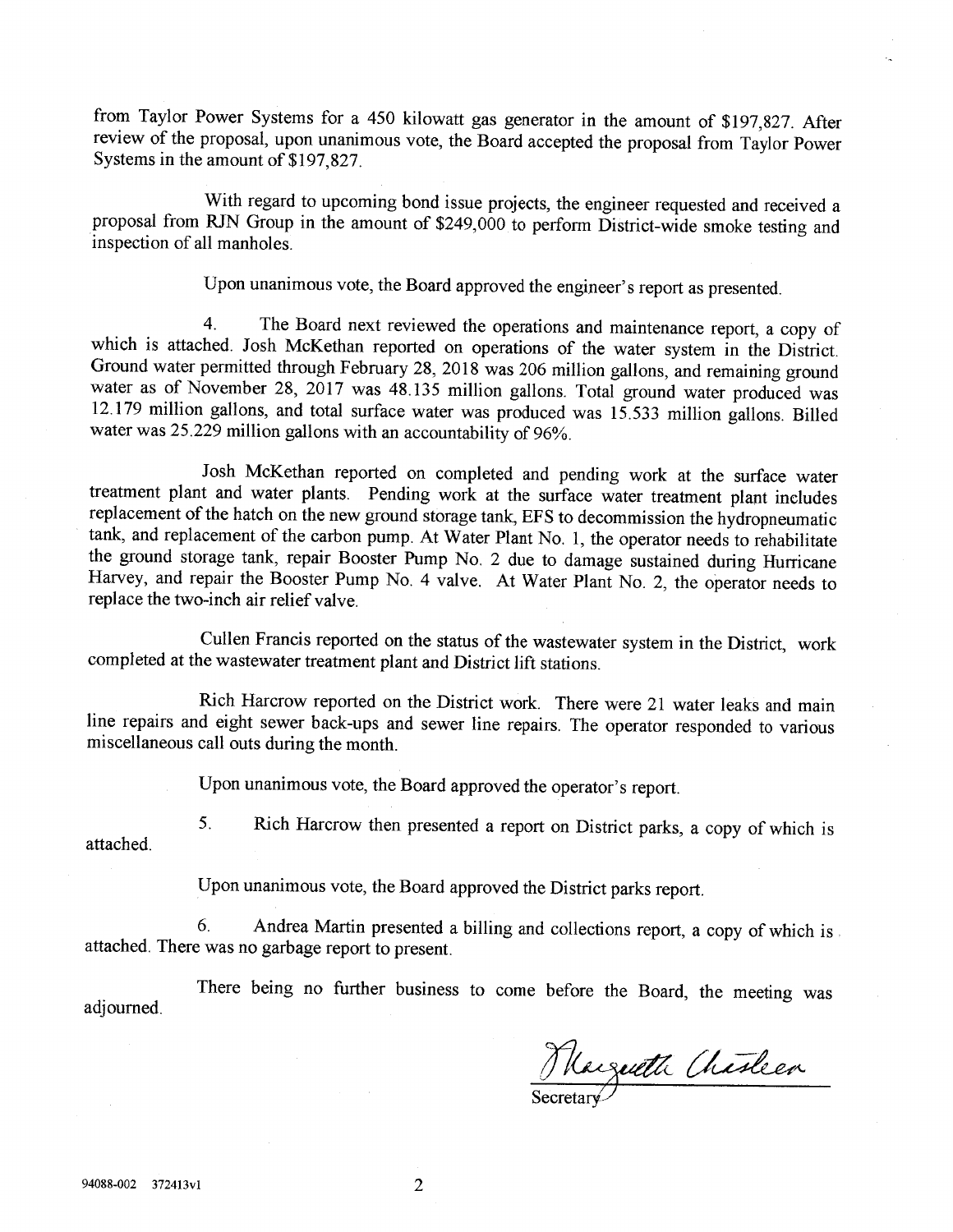from Taylor Power Systems for a 450 kilowatt gas generator in the amount of $197,827. After review of the proposal, upon unanimous vote, the Board accepted the proposal from Taylor Power Systems in the amount of $197,827.

With regard to upcoming bond issue projects, the engineer requested and received a proposal from RJN Group in the amount of $249,000 to perform District-wide smoke testing and inspection of all manholes.

Upon unanimous vote, the Board approved the engineer's report as presented.

4. The Board next reviewed the operations and maintenance report, a copy of which is attached. Josh McKethan reported on operations of the water system in the District. Ground water permitted through February 28, 2018 was 206 million gallons, and remaining ground water as of November 28, 2017 was 48.135 million gallons. Total ground water produced was 12.179 million gallons, and total surface water was produced was 15.533 million gallons. Billed water was 25.229 million gallons with an accountability of 96%.

Josh McKethan reported on completed and pending work at the surface water treatment plant and water plants. Pending work at the surface water treatment plant includes replacement of the hatch on the new ground storage tank, EFS to decommission the hydropneumatic tank, and replacement of the carbon pump. At Water Plant No. 1, the operator needs to rehabilitate the ground storage tank, repair Booster Pump No. 2 due to damage sustained during Hurricane Harvey, and repair the Booster Pump No. 4 valve. At Water Plant No. 2, the operator needs to replace the two-inch air relief valve.

Cullen Francis reported on the status of the wastewater system in the District, work completed at the wastewater treatment plant and District lift stations.

Rich Harcrow reported on the District work. There were 21 water leaks and main line repairs and eight sewer back-ups and sewer line repairs. The operator responded to various miscellaneous call outs during the month.

Upon unanimous vote, the Board approved the operator's report.

5. Rich Harcrow then presented a report on District parks, a copy of which is attached.

Upon unanimous vote, the Board approved the District parks report.

6. Andrea Martin presented a billing and collections report, a copy of which is attached. There was no garbage report to present.

There being no further business to come before the Board, the meeting was adjourned.

Margueta Chesleen

Secretary

94088-002 372413v1